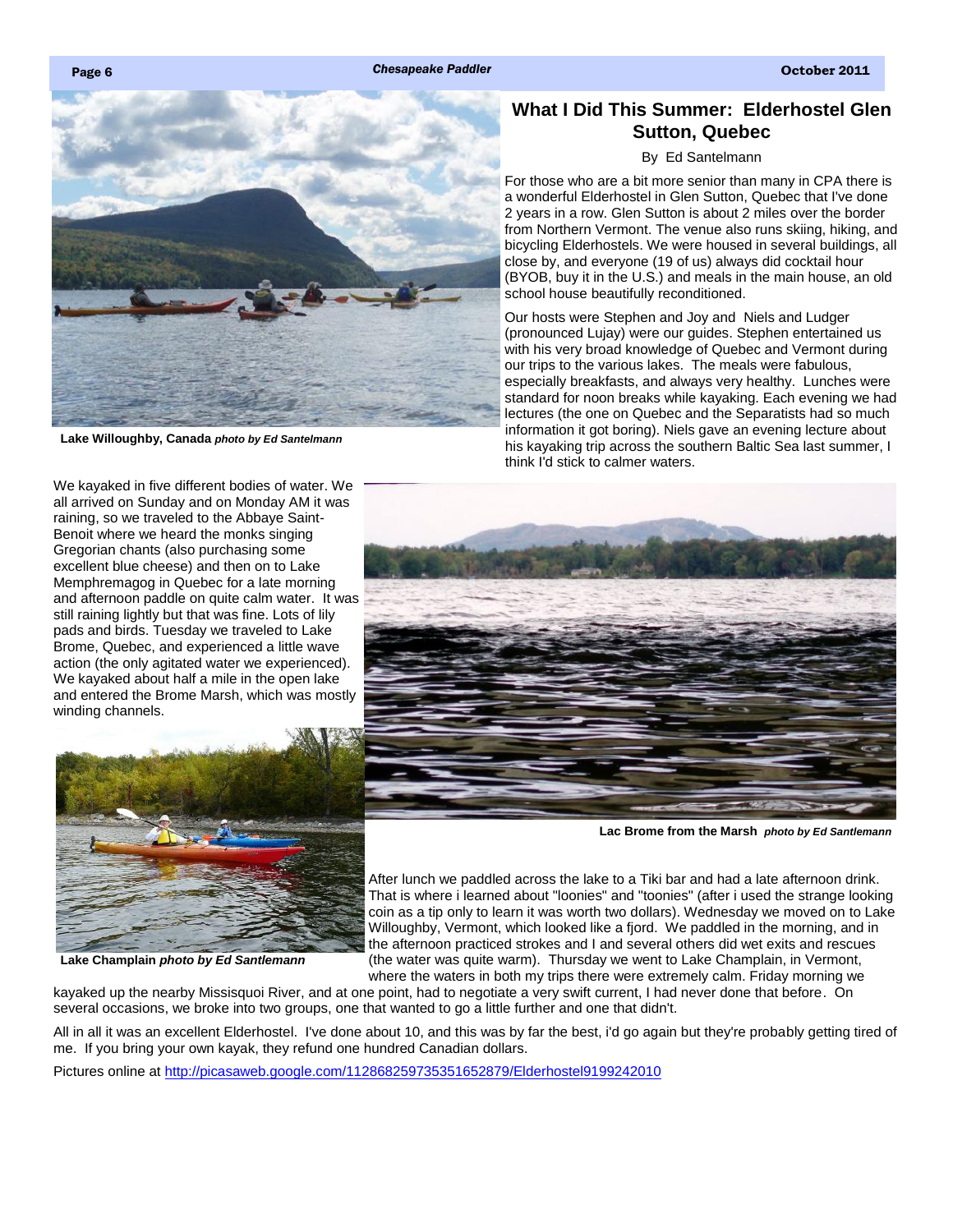Lake Willoughby, Canada *photo by Ed Santelmann*

# What I Did This Summer: Elderhostel Glen Sutton, Quebec

By Ed Santelmann

For those who are a bit more senior than many in CPA there is a wonderful Elderhostel in Glen Sutton, Quebec that I've done 2 years in a row. Glen Sutton is about 2 miles over the border from Northern Vermont. The venue also runs skiing, hiking, and bicycling Elderhostels. We were housed in several buildings, all close by, and everyone (19 of us) always did cocktail hour (BYOB, buy it in the U.S.) and meals in the main house, an old school house beautifully reconditioned.

Our hosts were Stephen and Joy and Niels and Ludger (pronounced Lujay) were our guides. Stephen entertained us with his very broad knowledge of Quebec and Vermont during our trips to the various lakes. The meals were fabulous, especially breakfasts, and always very healthy. Lunches were standard for noon breaks while kayaking. Each evening we had lectures (the one on Quebec and the Separatists had so much information it got boring). Niels gave an evening lecture about his kayaking trip across the southern Baltic Sea last summer, I think I'd stick to calmer waters.

We kayaked in five different bodies of water. We all arrived on Sunday and on Monday AM it was raining, so we traveled to the Abbaye Saint-Benoit where we heard the monks singing Gregorian chants (also purchasing some excellent blue cheese) and then on to Lake Memphremagog in Quebec for a late morning and afternoon paddle on quite calm water. It was still raining lightly but that was fine. Lots of lily pads and birds. Tuesday we traveled to Lake Brome, Quebec, and experienced a little wave action (the only agitated water we experienced). We kayaked about half a mile in the open lake and entered the Brome Marsh, which was mostly winding channels.

Lac Brome from the Marsh *photo by Ed Santlemann*

Lake Champlain *photo by Ed Santlemann*

After lunch we paddled across the lake to a Tiki bar and had a late afternoon drink. That is where i learned about "loonies" and "toonies" (after i used the strange looking coin as a tip only to learn it was worth two dollars). Wednesday we moved on to Lake Willoughby, Vermont, which looked like a fjord. We paddled in the morning, and in the afternoon practiced strokes and I and several others did wet exits and rescues (the water was quite warm). Thursday we went to Lake Champlain, in Vermont, where the waters in both my trips there were extremely calm. Friday morning we kayaked up the nearby Missisquoi River, and at one point, had to negotiate a very swift current, I had never done that before. On several occasions, we broke into two groups, one that wanted to go a little further and one that didn't.

All in all it was an excellent Elderhostel. I've done about 10, and this was by far the best, i'd go again but they're probably getting tired of me. If you bring your own kayak, they refund one hundred Canadian dollars.

Pictures online at http://picasaweb.google.com/112868259735351652879/Elderhostel9199242010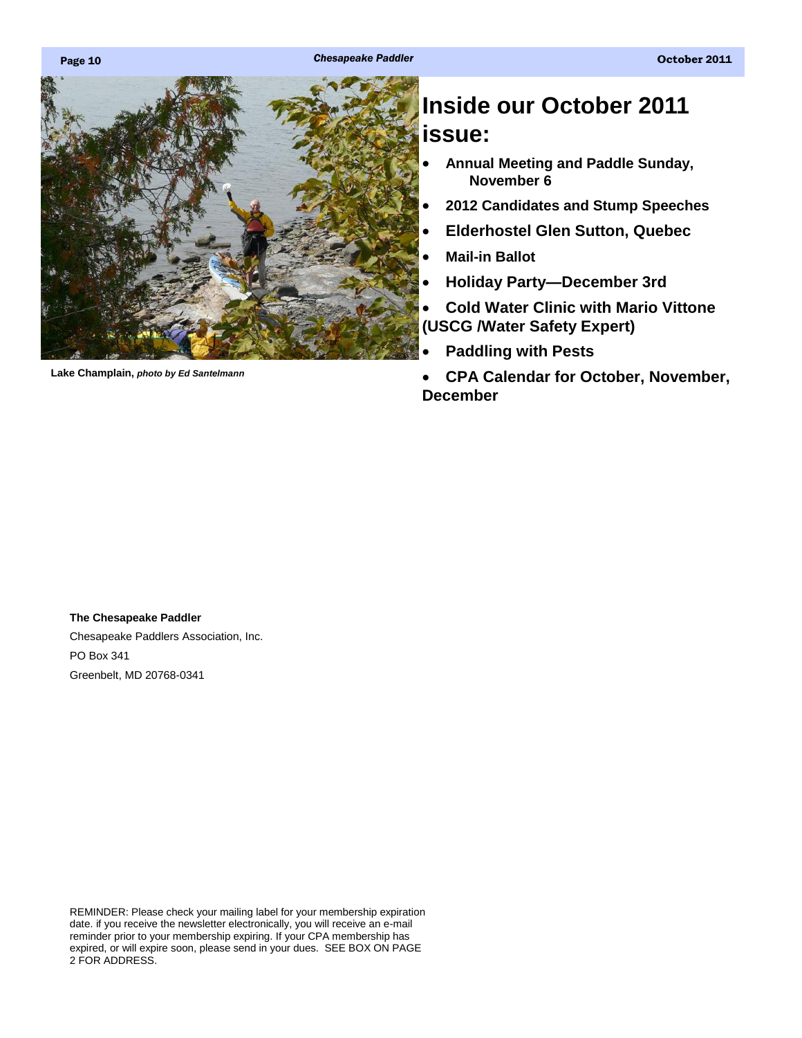Lake Champlain, *photo by Ed Santelmann*

# Inside our October 2011 issue:

- **Annual Meeting and Paddle Sunday, November 6**
- **2012 Candidates and Stump Speeches**
- **Elderhostel Glen Sutton, Quebec**
- **Mail-in Ballot**
- **Holiday Party—December 3rd**
- **Cold Water Clinic with Mario Vittone (USCG /Water Safety Expert)**
- **Paddling with Pests**
- **CPA Calendar for October, November, December**

**The Chesapeake Paddler**
Chesapeake Paddlers Association, Inc.
PO Box 341
Greenbelt, MD 20768-0341

REMINDER: Please check your mailing label for your membership expiration date. if you receive the newsletter electronically, you will receive an e-mail reminder prior to your membership expiring. If your CPA membership has expired, or will expire soon, please send in your dues. SEE BOX ON PAGE 2 FOR ADDRESS.